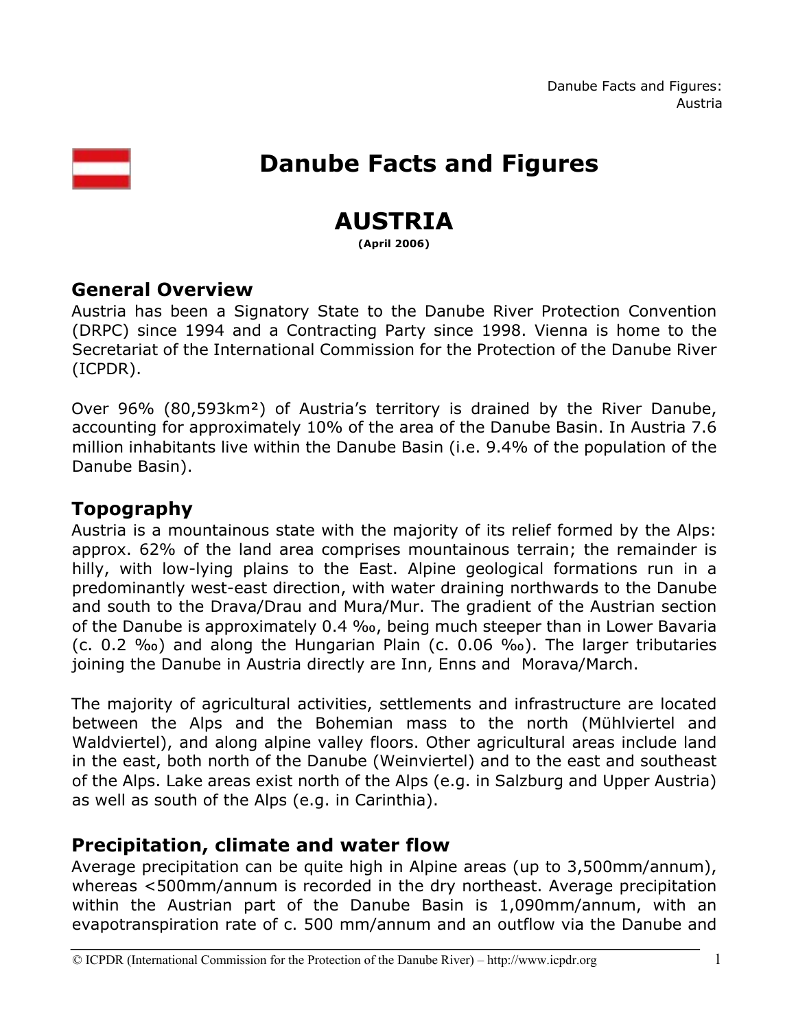# Danube Facts and Figures

# AUSTRIA

**(April 2006)**

## General Overview

Austria has been a Signatory State to the Danube River Protection Convention (DRPC) since 1994 and a Contracting Party since 1998. Vienna is home to the Secretariat of the International Commission for the Protection of the Danube River (ICPDR).

Over 96% (80,593km²) of Austria's territory is drained by the River Danube, accounting for approximately 10% of the area of the Danube Basin. In Austria 7.6 million inhabitants live within the Danube Basin (i.e. 9.4% of the population of the Danube Basin).

## Topography

Austria is a mountainous state with the majority of its relief formed by the Alps: approx. 62% of the land area comprises mountainous terrain; the remainder is hilly, with low-lying plains to the East. Alpine geological formations run in a predominantly west-east direction, with water draining northwards to the Danube and south to the Drava/Drau and Mura/Mur. The gradient of the Austrian section of the Danube is approximately 0.4 ‰, being much steeper than in Lower Bavaria (c. 0.2 ‰) and along the Hungarian Plain (c. 0.06 ‰). The larger tributaries joining the Danube in Austria directly are Inn, Enns and Morava/March.

The majority of agricultural activities, settlements and infrastructure are located between the Alps and the Bohemian mass to the north (Mühlviertel and Waldviertel), and along alpine valley floors. Other agricultural areas include land in the east, both north of the Danube (Weinviertel) and to the east and southeast of the Alps. Lake areas exist north of the Alps (e.g. in Salzburg and Upper Austria) as well as south of the Alps (e.g. in Carinthia).

## Precipitation, climate and water flow

Average precipitation can be quite high in Alpine areas (up to 3,500mm/annum), whereas <500mm/annum is recorded in the dry northeast. Average precipitation within the Austrian part of the Danube Basin is 1,090mm/annum, with an evapotranspiration rate of c. 500 mm/annum and an outflow via the Danube and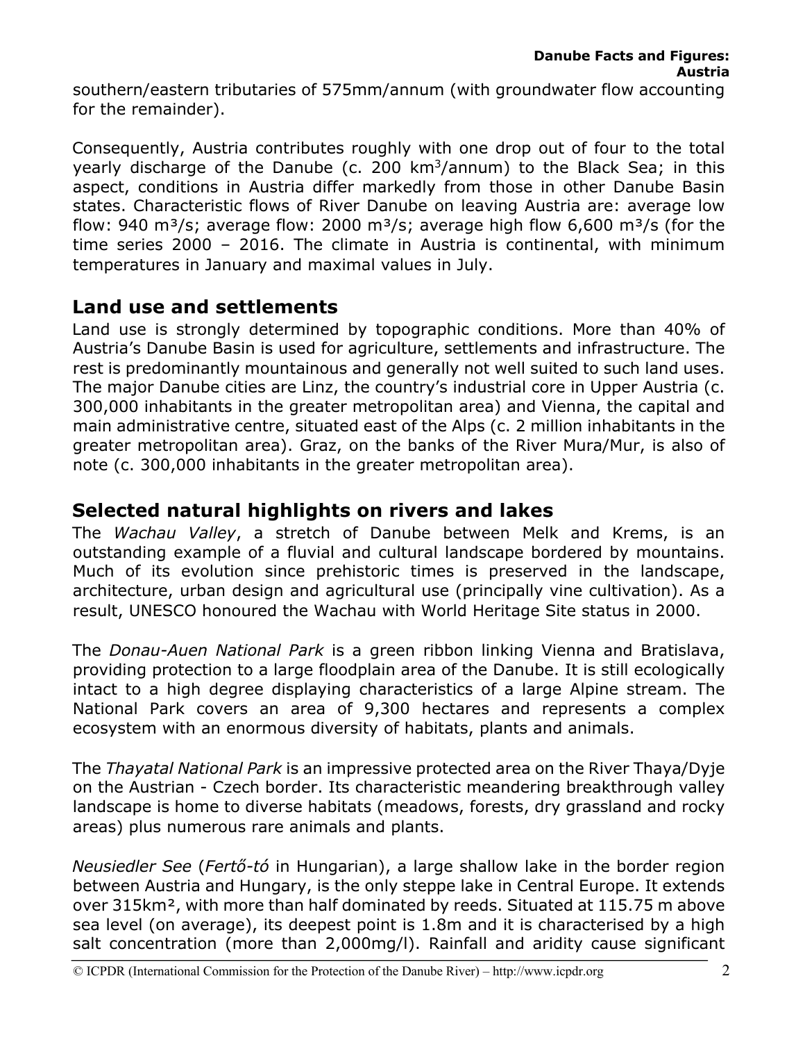southern/eastern tributaries of 575mm/annum (with groundwater flow accounting for the remainder).

Consequently, Austria contributes roughly with one drop out of four to the total yearly discharge of the Danube (c. 200 km$^3$/annum) to the Black Sea; in this aspect, conditions in Austria differ markedly from those in other Danube Basin states. Characteristic flows of River Danube on leaving Austria are: average low flow: 940 m$^3$/s; average flow: 2000 m$^3$/s; average high flow 6,600 m$^3$/s (for the time series 2000 – 2016. The climate in Austria is continental, with minimum temperatures in January and maximal values in July.

## Land use and settlements

Land use is strongly determined by topographic conditions. More than 40% of Austria's Danube Basin is used for agriculture, settlements and infrastructure. The rest is predominantly mountainous and generally not well suited to such land uses. The major Danube cities are Linz, the country's industrial core in Upper Austria (c. 300,000 inhabitants in the greater metropolitan area) and Vienna, the capital and main administrative centre, situated east of the Alps (c. 2 million inhabitants in the greater metropolitan area). Graz, on the banks of the River Mura/Mur, is also of note (c. 300,000 inhabitants in the greater metropolitan area).

## Selected natural highlights on rivers and lakes

The *Wachau Valley*, a stretch of Danube between Melk and Krems, is an outstanding example of a fluvial and cultural landscape bordered by mountains. Much of its evolution since prehistoric times is preserved in the landscape, architecture, urban design and agricultural use (principally vine cultivation). As a result, UNESCO honoured the Wachau with World Heritage Site status in 2000.

The *Donau-Auen National Park* is a green ribbon linking Vienna and Bratislava, providing protection to a large floodplain area of the Danube. It is still ecologically intact to a high degree displaying characteristics of a large Alpine stream. The National Park covers an area of 9,300 hectares and represents a complex ecosystem with an enormous diversity of habitats, plants and animals.

The *Thayatal National Park* is an impressive protected area on the River Thaya/Dyje on the Austrian - Czech border. Its characteristic meandering breakthrough valley landscape is home to diverse habitats (meadows, forests, dry grassland and rocky areas) plus numerous rare animals and plants.

*Neusiedler See* (*Fertő-tó* in Hungarian), a large shallow lake in the border region between Austria and Hungary, is the only steppe lake in Central Europe. It extends over 315km², with more than half dominated by reeds. Situated at 115.75 m above sea level (on average), its deepest point is 1.8m and it is characterised by a high salt concentration (more than 2,000mg/l). Rainfall and aridity cause significant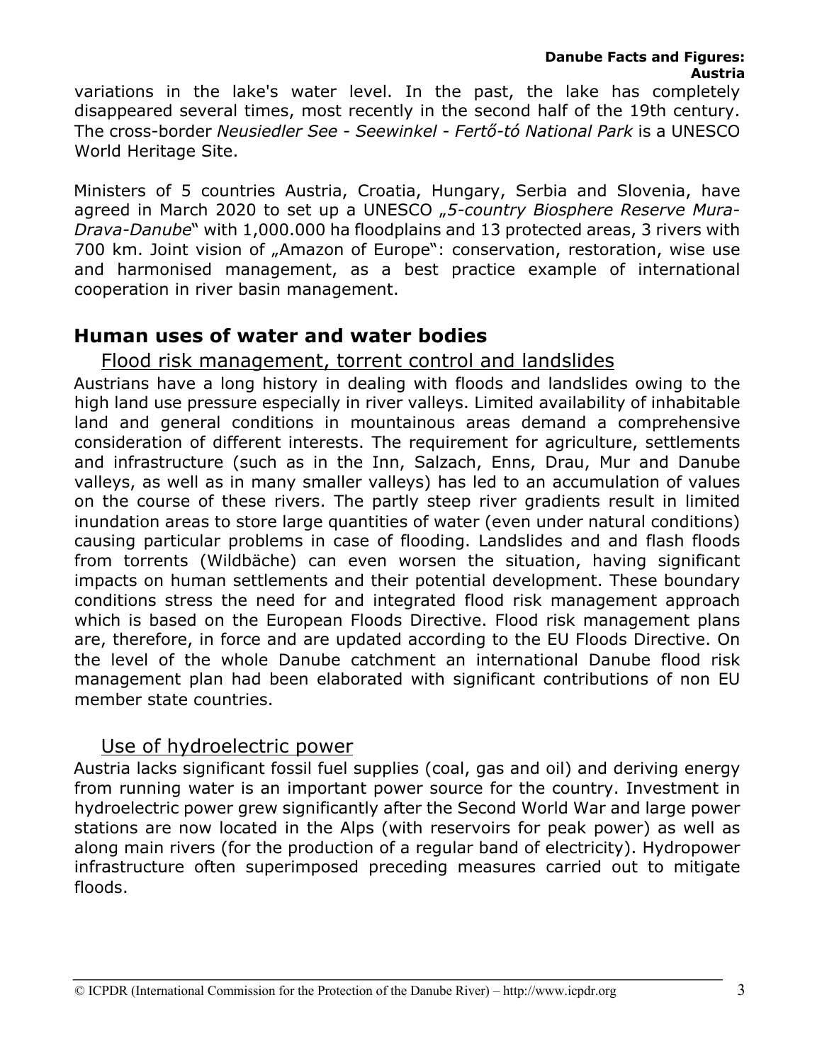variations in the lake's water level. In the past, the lake has completely disappeared several times, most recently in the second half of the 19th century. The cross-border *Neusiedler See - Seewinkel - Fertő-tó National Park* is a UNESCO World Heritage Site.

Ministers of 5 countries Austria, Croatia, Hungary, Serbia and Slovenia, have agreed in March 2020 to set up a UNESCO *„5-country Biosphere Reserve Mura-Drava-Danube*" with 1,000.000 ha floodplains and 13 protected areas, 3 rivers with 700 km. Joint vision of „Amazon of Europe": conservation, restoration, wise use and harmonised management, as a best practice example of international cooperation in river basin management.

## Human uses of water and water bodies

### Flood risk management, torrent control and landslides

Austrians have a long history in dealing with floods and landslides owing to the high land use pressure especially in river valleys. Limited availability of inhabitable land and general conditions in mountainous areas demand a comprehensive consideration of different interests. The requirement for agriculture, settlements and infrastructure (such as in the Inn, Salzach, Enns, Drau, Mur and Danube valleys, as well as in many smaller valleys) has led to an accumulation of values on the course of these rivers. The partly steep river gradients result in limited inundation areas to store large quantities of water (even under natural conditions) causing particular problems in case of flooding. Landslides and and flash floods from torrents (Wildbäche) can even worsen the situation, having significant impacts on human settlements and their potential development. These boundary conditions stress the need for and integrated flood risk management approach which is based on the European Floods Directive. Flood risk management plans are, therefore, in force and are updated according to the EU Floods Directive. On the level of the whole Danube catchment an international Danube flood risk management plan had been elaborated with significant contributions of non EU member state countries.

### Use of hydroelectric power

Austria lacks significant fossil fuel supplies (coal, gas and oil) and deriving energy from running water is an important power source for the country. Investment in hydroelectric power grew significantly after the Second World War and large power stations are now located in the Alps (with reservoirs for peak power) as well as along main rivers (for the production of a regular band of electricity). Hydropower infrastructure often superimposed preceding measures carried out to mitigate floods.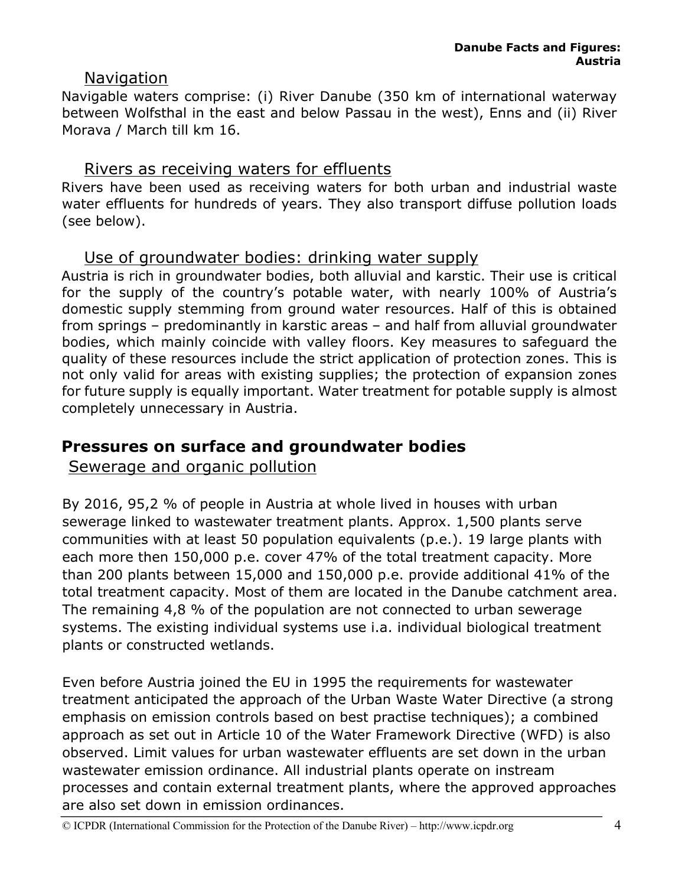### Navigation

Navigable waters comprise: (i) River Danube (350 km of international waterway between Wolfsthal in the east and below Passau in the west), Enns and (ii) River Morava / March till km 16.

### Rivers as receiving waters for effluents

Rivers have been used as receiving waters for both urban and industrial waste water effluents for hundreds of years. They also transport diffuse pollution loads (see below).

### Use of groundwater bodies: drinking water supply

Austria is rich in groundwater bodies, both alluvial and karstic. Their use is critical for the supply of the country's potable water, with nearly 100% of Austria's domestic supply stemming from ground water resources. Half of this is obtained from springs – predominantly in karstic areas – and half from alluvial groundwater bodies, which mainly coincide with valley floors. Key measures to safeguard the quality of these resources include the strict application of protection zones. This is not only valid for areas with existing supplies; the protection of expansion zones for future supply is equally important. Water treatment for potable supply is almost completely unnecessary in Austria.

## Pressures on surface and groundwater bodies

### Sewerage and organic pollution

By 2016, 95,2 % of people in Austria at whole lived in houses with urban sewerage linked to wastewater treatment plants. Approx. 1,500 plants serve communities with at least 50 population equivalents (p.e.). 19 large plants with each more then 150,000 p.e. cover 47% of the total treatment capacity. More than 200 plants between 15,000 and 150,000 p.e. provide additional 41% of the total treatment capacity. Most of them are located in the Danube catchment area. The remaining 4,8 % of the population are not connected to urban sewerage systems. The existing individual systems use i.a. individual biological treatment plants or constructed wetlands.

Even before Austria joined the EU in 1995 the requirements for wastewater treatment anticipated the approach of the Urban Waste Water Directive (a strong emphasis on emission controls based on best practise techniques); a combined approach as set out in Article 10 of the Water Framework Directive (WFD) is also observed. Limit values for urban wastewater effluents are set down in the urban wastewater emission ordinance. All industrial plants operate on instream processes and contain external treatment plants, where the approved approaches are also set down in emission ordinances.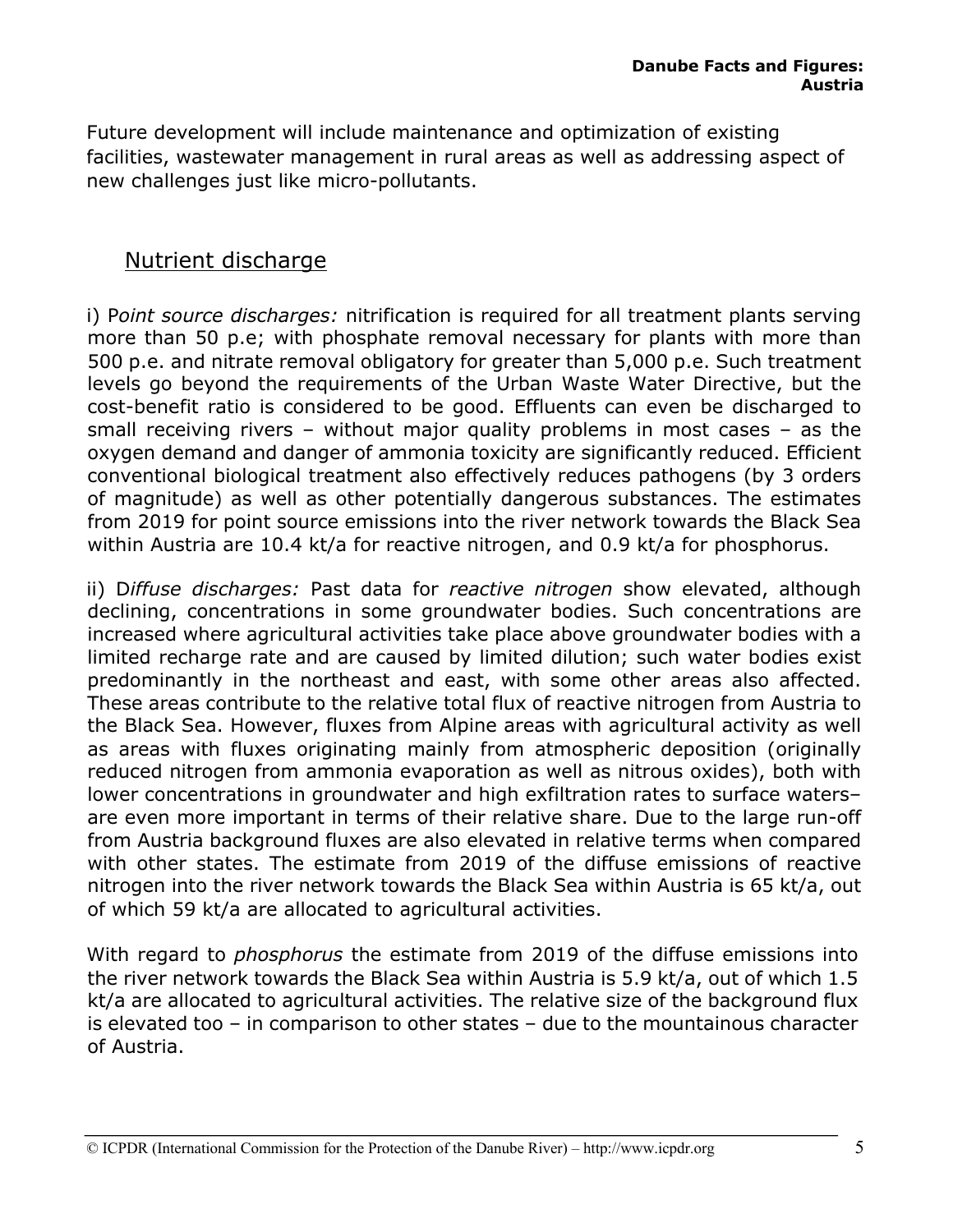Future development will include maintenance and optimization of existing facilities, wastewater management in rural areas as well as addressing aspect of new challenges just like micro-pollutants.

## Nutrient discharge

i) P*oint source discharges:* nitrification is required for all treatment plants serving more than 50 p.e; with phosphate removal necessary for plants with more than 500 p.e. and nitrate removal obligatory for greater than 5,000 p.e. Such treatment levels go beyond the requirements of the Urban Waste Water Directive, but the cost-benefit ratio is considered to be good. Effluents can even be discharged to small receiving rivers – without major quality problems in most cases – as the oxygen demand and danger of ammonia toxicity are significantly reduced. Efficient conventional biological treatment also effectively reduces pathogens (by 3 orders of magnitude) as well as other potentially dangerous substances. The estimates from 2019 for point source emissions into the river network towards the Black Sea within Austria are 10.4 kt/a for reactive nitrogen, and 0.9 kt/a for phosphorus.

ii) D*iffuse discharges:* Past data for *reactive nitrogen* show elevated, although declining, concentrations in some groundwater bodies. Such concentrations are increased where agricultural activities take place above groundwater bodies with a limited recharge rate and are caused by limited dilution; such water bodies exist predominantly in the northeast and east, with some other areas also affected. These areas contribute to the relative total flux of reactive nitrogen from Austria to the Black Sea. However, fluxes from Alpine areas with agricultural activity as well as areas with fluxes originating mainly from atmospheric deposition (originally reduced nitrogen from ammonia evaporation as well as nitrous oxides), both with lower concentrations in groundwater and high exfiltration rates to surface waters– are even more important in terms of their relative share. Due to the large run-off from Austria background fluxes are also elevated in relative terms when compared with other states. The estimate from 2019 of the diffuse emissions of reactive nitrogen into the river network towards the Black Sea within Austria is 65 kt/a, out of which 59 kt/a are allocated to agricultural activities.

With regard to *phosphorus* the estimate from 2019 of the diffuse emissions into the river network towards the Black Sea within Austria is 5.9 kt/a, out of which 1.5 kt/a are allocated to agricultural activities. The relative size of the background flux is elevated too – in comparison to other states – due to the mountainous character of Austria.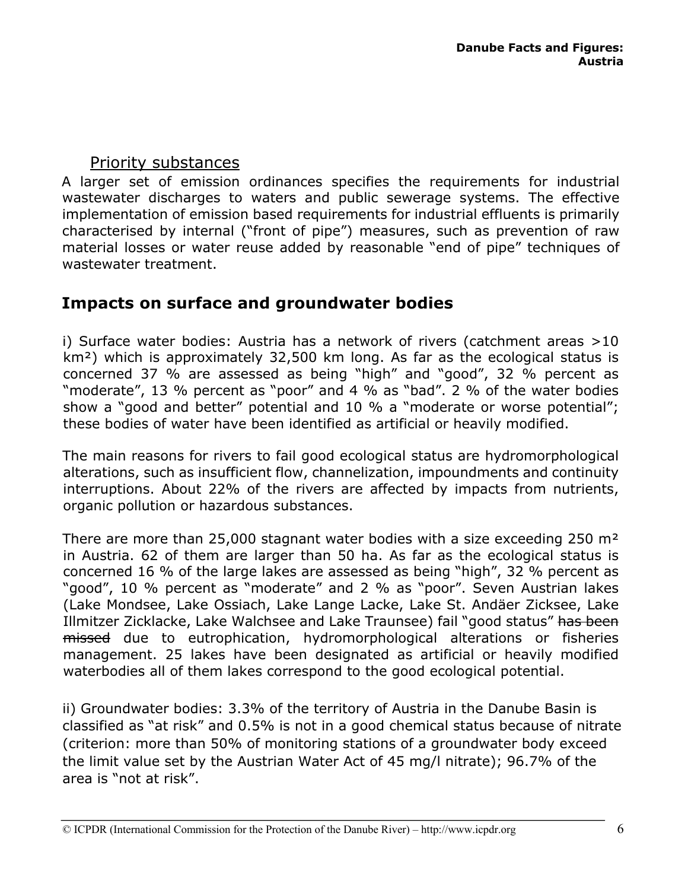### Priority substances

A larger set of emission ordinances specifies the requirements for industrial wastewater discharges to waters and public sewerage systems. The effective implementation of emission based requirements for industrial effluents is primarily characterised by internal ("front of pipe") measures, such as prevention of raw material losses or water reuse added by reasonable "end of pipe" techniques of wastewater treatment.

## Impacts on surface and groundwater bodies

i) Surface water bodies: Austria has a network of rivers (catchment areas >10 km²) which is approximately 32,500 km long. As far as the ecological status is concerned 37 % are assessed as being "high" and "good", 32 % percent as "moderate", 13 % percent as "poor" and 4 % as "bad". 2 % of the water bodies show a "good and better" potential and 10 % a "moderate or worse potential"; these bodies of water have been identified as artificial or heavily modified.

The main reasons for rivers to fail good ecological status are hydromorphological alterations, such as insufficient flow, channelization, impoundments and continuity interruptions. About 22% of the rivers are affected by impacts from nutrients, organic pollution or hazardous substances.

There are more than 25,000 stagnant water bodies with a size exceeding 250 m² in Austria. 62 of them are larger than 50 ha. As far as the ecological status is concerned 16 % of the large lakes are assessed as being "high", 32 % percent as "good", 10 % percent as "moderate" and 2 % as "poor". Seven Austrian lakes (Lake Mondsee, Lake Ossiach, Lake Lange Lacke, Lake St. Andäer Zicksee, Lake Illmitzer Zicklacke, Lake Walchsee and Lake Traunsee) fail "good status" ~~has been missed~~ due to eutrophication, hydromorphological alterations or fisheries management. 25 lakes have been designated as artificial or heavily modified waterbodies all of them lakes correspond to the good ecological potential.

ii) Groundwater bodies: 3.3% of the territory of Austria in the Danube Basin is classified as "at risk" and 0.5% is not in a good chemical status because of nitrate (criterion: more than 50% of monitoring stations of a groundwater body exceed the limit value set by the Austrian Water Act of 45 mg/l nitrate); 96.7% of the area is "not at risk".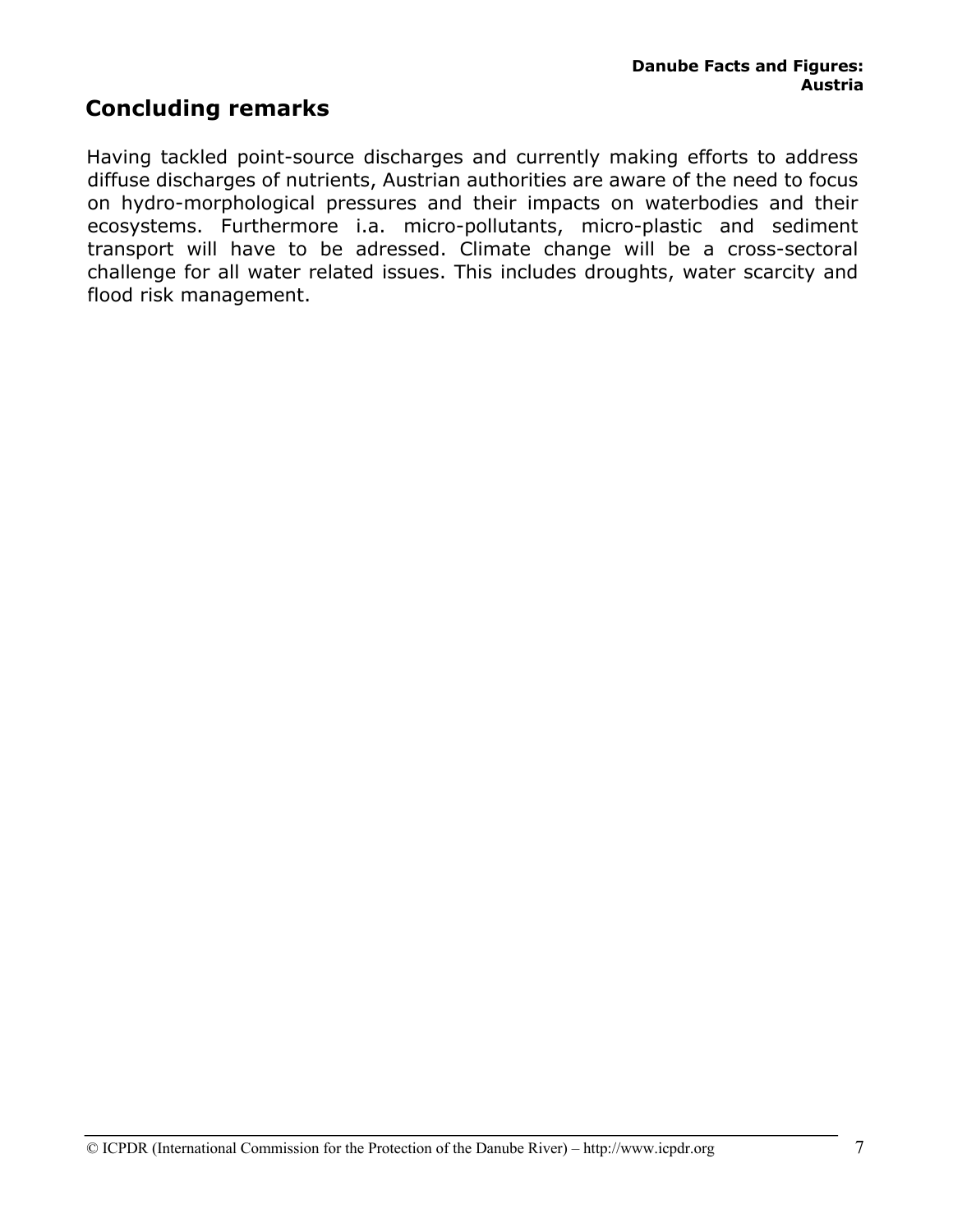## Concluding remarks

Having tackled point-source discharges and currently making efforts to address diffuse discharges of nutrients, Austrian authorities are aware of the need to focus on hydro-morphological pressures and their impacts on waterbodies and their ecosystems. Furthermore i.a. micro-pollutants, micro-plastic and sediment transport will have to be adressed. Climate change will be a cross-sectoral challenge for all water related issues. This includes droughts, water scarcity and flood risk management.